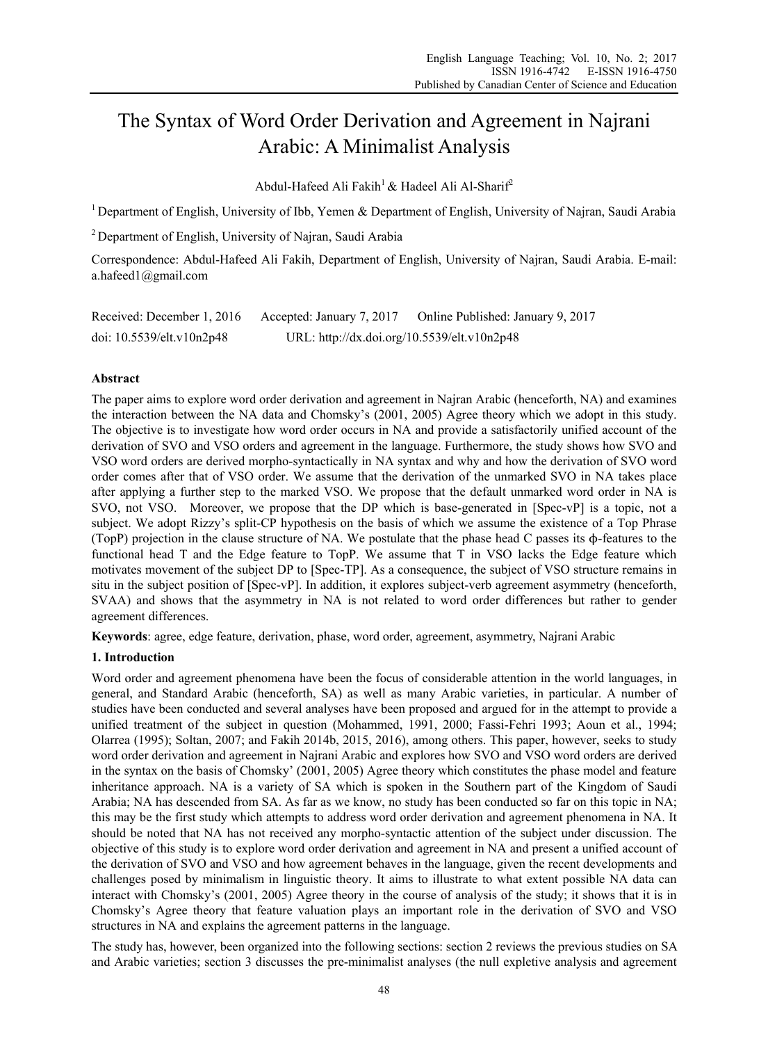# The Syntax of Word Order Derivation and Agreement in Najrani Arabic: A Minimalist Analysis

Abdul-Hafeed Ali Fakih[1] & Hadeel Ali Al-Sharif[2]

[1] Department of English, University of Ibb, Yemen & Department of English, University of Najran, Saudi Arabia

[2] Department of English, University of Najran, Saudi Arabia

Correspondence: Abdul-Hafeed Ali Fakih, Department of English, University of Najran, Saudi Arabia. E-mail: a.hafeed1@gmail.com

Received: December 1, 2016 Accepted: January 7, 2017 Online Published: January 9, 2017

doi: 10.5539/elt.v10n2p48 URL: http://dx.doi.org/10.5539/elt.v10n2p48

## Abstract

The paper aims to explore word order derivation and agreement in Najran Arabic (henceforth, NA) and examines the interaction between the NA data and Chomsky's (2001, 2005) Agree theory which we adopt in this study. The objective is to investigate how word order occurs in NA and provide a satisfactorily unified account of the derivation of SVO and VSO orders and agreement in the language. Furthermore, the study shows how SVO and VSO word orders are derived morpho-syntactically in NA syntax and why and how the derivation of SVO word order comes after that of VSO order. We assume that the derivation of the unmarked SVO in NA takes place after applying a further step to the marked VSO. We propose that the default unmarked word order in NA is SVO, not VSO. Moreover, we propose that the DP which is base-generated in [Spec-vP] is a topic, not a subject. We adopt Rizzy's split-CP hypothesis on the basis of which we assume the existence of a Top Phrase (TopP) projection in the clause structure of NA. We postulate that the phase head C passes its ϕ-features to the functional head T and the Edge feature to TopP. We assume that T in VSO lacks the Edge feature which motivates movement of the subject DP to [Spec-TP]. As a consequence, the subject of VSO structure remains in situ in the subject position of [Spec-vP]. In addition, it explores subject-verb agreement asymmetry (henceforth, SVAA) and shows that the asymmetry in NA is not related to word order differences but rather to gender agreement differences.

**Keywords**: agree, edge feature, derivation, phase, word order, agreement, asymmetry, Najrani Arabic

## 1. Introduction

Word order and agreement phenomena have been the focus of considerable attention in the world languages, in general, and Standard Arabic (henceforth, SA) as well as many Arabic varieties, in particular. A number of studies have been conducted and several analyses have been proposed and argued for in the attempt to provide a unified treatment of the subject in question (Mohammed, 1991, 2000; Fassi-Fehri 1993; Aoun et al., 1994; Olarrea (1995); Soltan, 2007; and Fakih 2014b, 2015, 2016), among others. This paper, however, seeks to study word order derivation and agreement in Najrani Arabic and explores how SVO and VSO word orders are derived in the syntax on the basis of Chomsky' (2001, 2005) Agree theory which constitutes the phase model and feature inheritance approach. NA is a variety of SA which is spoken in the Southern part of the Kingdom of Saudi Arabia; NA has descended from SA. As far as we know, no study has been conducted so far on this topic in NA; this may be the first study which attempts to address word order derivation and agreement phenomena in NA. It should be noted that NA has not received any morpho-syntactic attention of the subject under discussion. The objective of this study is to explore word order derivation and agreement in NA and present a unified account of the derivation of SVO and VSO and how agreement behaves in the language, given the recent developments and challenges posed by minimalism in linguistic theory. It aims to illustrate to what extent possible NA data can interact with Chomsky's (2001, 2005) Agree theory in the course of analysis of the study; it shows that it is in Chomsky's Agree theory that feature valuation plays an important role in the derivation of SVO and VSO structures in NA and explains the agreement patterns in the language.

The study has, however, been organized into the following sections: section 2 reviews the previous studies on SA and Arabic varieties; section 3 discusses the pre-minimalist analyses (the null expletive analysis and agreement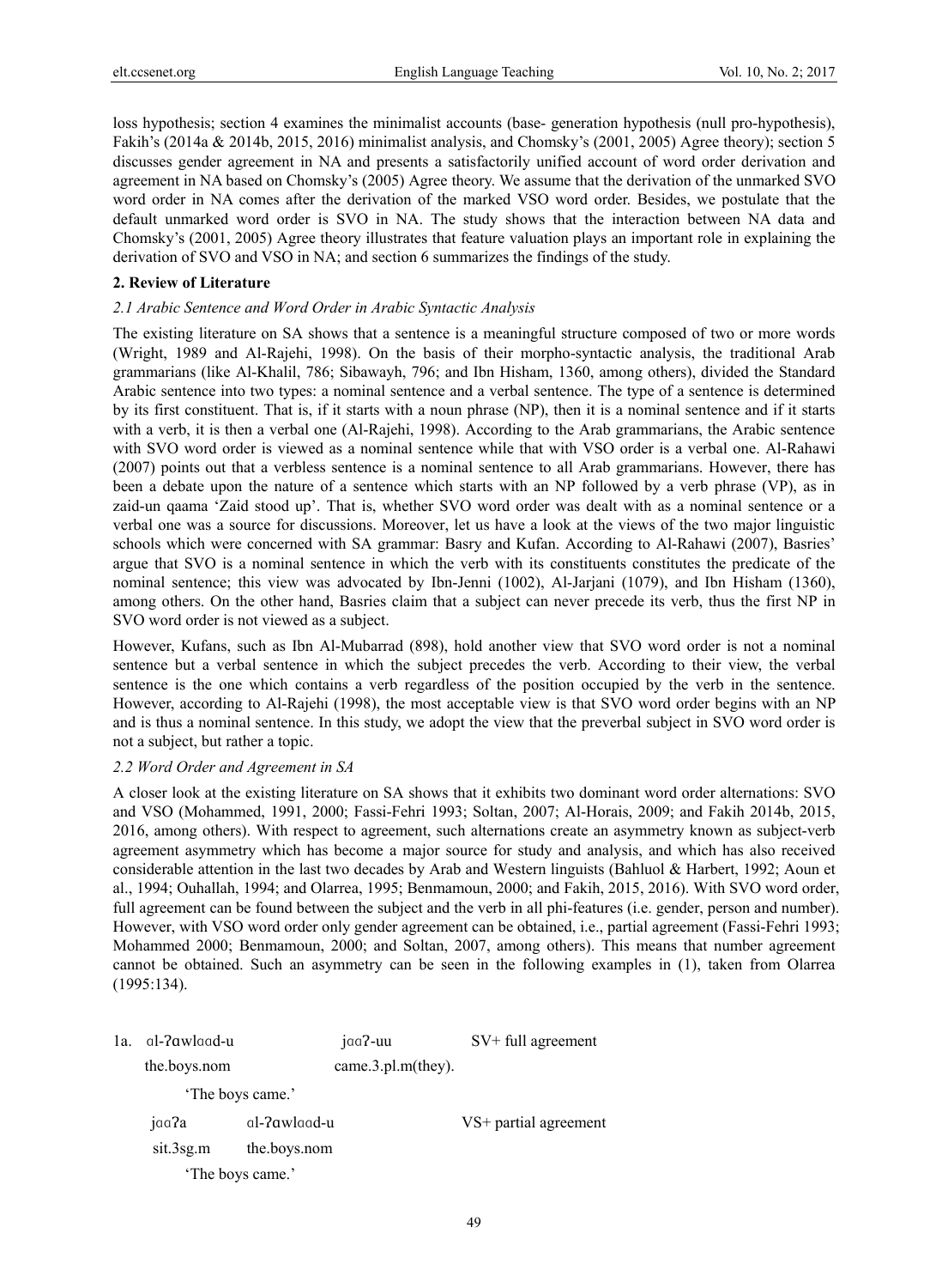loss hypothesis; section 4 examines the minimalist accounts (base- generation hypothesis (null pro-hypothesis), Fakih's (2014a & 2014b, 2015, 2016) minimalist analysis, and Chomsky's (2001, 2005) Agree theory); section 5 discusses gender agreement in NA and presents a satisfactorily unified account of word order derivation and agreement in NA based on Chomsky's (2005) Agree theory. We assume that the derivation of the unmarked SVO word order in NA comes after the derivation of the marked VSO word order. Besides, we postulate that the default unmarked word order is SVO in NA. The study shows that the interaction between NA data and Chomsky's (2001, 2005) Agree theory illustrates that feature valuation plays an important role in explaining the derivation of SVO and VSO in NA; and section 6 summarizes the findings of the study.

## 2. Review of Literature

### *2.1 Arabic Sentence and Word Order in Arabic Syntactic Analysis*

The existing literature on SA shows that a sentence is a meaningful structure composed of two or more words (Wright, 1989 and Al-Rajehi, 1998). On the basis of their morpho-syntactic analysis, the traditional Arab grammarians (like Al-Khalil, 786; Sibawayh, 796; and Ibn Hisham, 1360, among others), divided the Standard Arabic sentence into two types: a nominal sentence and a verbal sentence. The type of a sentence is determined by its first constituent. That is, if it starts with a noun phrase (NP), then it is a nominal sentence and if it starts with a verb, it is then a verbal one (Al-Rajehi, 1998). According to the Arab grammarians, the Arabic sentence with SVO word order is viewed as a nominal sentence while that with VSO order is a verbal one. Al-Rahawi (2007) points out that a verbless sentence is a nominal sentence to all Arab grammarians. However, there has been a debate upon the nature of a sentence which starts with an NP followed by a verb phrase (VP), as in zaid-un qaama 'Zaid stood up'. That is, whether SVO word order was dealt with as a nominal sentence or a verbal one was a source for discussions. Moreover, let us have a look at the views of the two major linguistic schools which were concerned with SA grammar: Basry and Kufan. According to Al-Rahawi (2007), Basries' argue that SVO is a nominal sentence in which the verb with its constituents constitutes the predicate of the nominal sentence; this view was advocated by Ibn-Jenni (1002), Al-Jarjani (1079), and Ibn Hisham (1360), among others. On the other hand, Basries claim that a subject can never precede its verb, thus the first NP in SVO word order is not viewed as a subject.

However, Kufans, such as Ibn Al-Mubarrad (898), hold another view that SVO word order is not a nominal sentence but a verbal sentence in which the subject precedes the verb. According to their view, the verbal sentence is the one which contains a verb regardless of the position occupied by the verb in the sentence. However, according to Al-Rajehi (1998), the most acceptable view is that SVO word order begins with an NP and is thus a nominal sentence. In this study, we adopt the view that the preverbal subject in SVO word order is not a subject, but rather a topic.

### *2.2 Word Order and Agreement in SA*

A closer look at the existing literature on SA shows that it exhibits two dominant word order alternations: SVO and VSO (Mohammed, 1991, 2000; Fassi-Fehri 1993; Soltan, 2007; Al-Horais, 2009; and Fakih 2014b, 2015, 2016, among others). With respect to agreement, such alternations create an asymmetry known as subject-verb agreement asymmetry which has become a major source for study and analysis, and which has also received considerable attention in the last two decades by Arab and Western linguists (Bahluol & Harbert, 1992; Aoun et al., 1994; Ouhallah, 1994; and Olarrea, 1995; Benmamoun, 2000; and Fakih, 2015, 2016). With SVO word order, full agreement can be found between the subject and the verb in all phi-features (i.e. gender, person and number). However, with VSO word order only gender agreement can be obtained, i.e., partial agreement (Fassi-Fehri 1993; Mohammed 2000; Benmamoun, 2000; and Soltan, 2007, among others). This means that number agreement cannot be obtained. Such an asymmetry can be seen in the following examples in (1), taken from Olarrea (1995:134).

1a. ɑl-ʔɑwlɑɑd-u &nbsp;&nbsp;&nbsp;&nbsp; jɑɑʔ-uu &nbsp;&nbsp;&nbsp;&nbsp; SV+ full agreement
&nbsp;&nbsp;&nbsp;&nbsp;the.boys.nom &nbsp;&nbsp;&nbsp;&nbsp; came.3.pl.m(they).
&nbsp;&nbsp;&nbsp;&nbsp;'The boys came.'

&nbsp;&nbsp;&nbsp;&nbsp;jɑɑʔa &nbsp;&nbsp;&nbsp;&nbsp; ɑl-ʔɑwlɑɑd-u &nbsp;&nbsp;&nbsp;&nbsp; VS+ partial agreement
&nbsp;&nbsp;&nbsp;&nbsp;sit.3sg.m &nbsp;&nbsp;&nbsp;&nbsp; the.boys.nom
&nbsp;&nbsp;&nbsp;&nbsp;'The boys came.'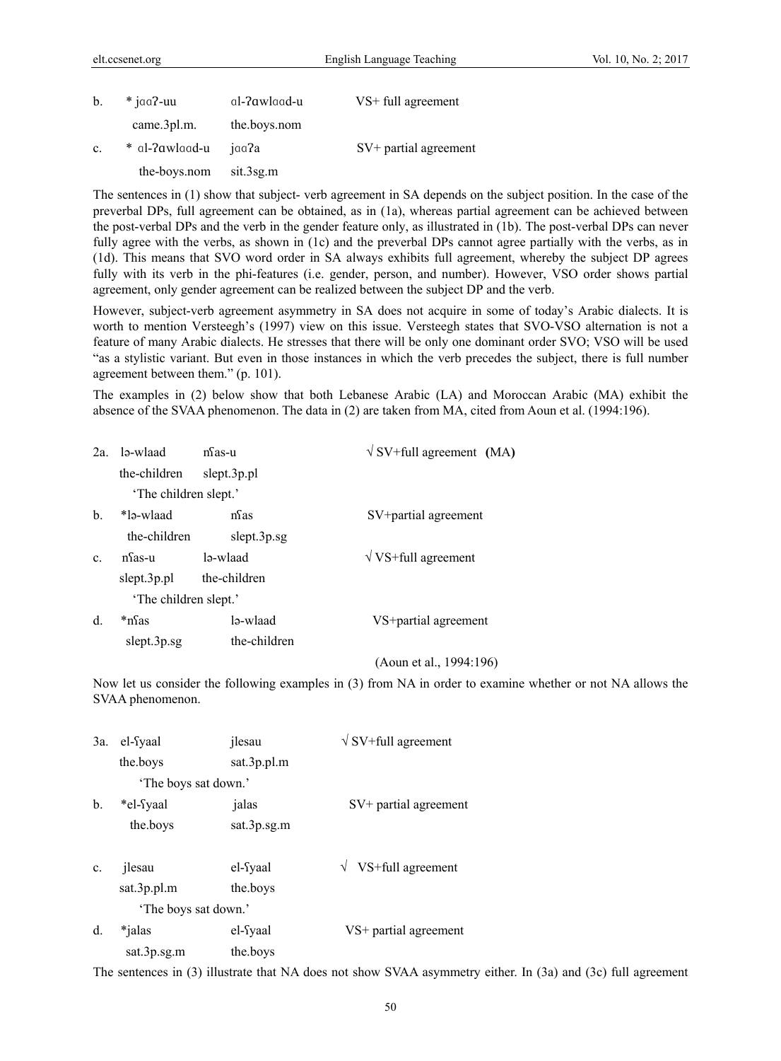| | | | |
|---|---|---|---|
| b. | * jɑɑʔ-uu | ɑl-ʔɑwlɑɑd-u | VS+ full agreement |
| | came.3pl.m. | the.boys.nom | |
| c. | * ɑl-ʔɑwlɑɑd-u | jɑɑʔa | SV+ partial agreement |
| | the-boys.nom | sit.3sg.m | |

The sentences in (1) show that subject- verb agreement in SA depends on the subject position. In the case of the preverbal DPs, full agreement can be obtained, as in (1a), whereas partial agreement can be achieved between the post-verbal DPs and the verb in the gender feature only, as illustrated in (1b). The post-verbal DPs can never fully agree with the verbs, as shown in (1c) and the preverbal DPs cannot agree partially with the verbs, as in (1d). This means that SVO word order in SA always exhibits full agreement, whereby the subject DP agrees fully with its verb in the phi-features (i.e. gender, person, and number). However, VSO order shows partial agreement, only gender agreement can be realized between the subject DP and the verb.

However, subject-verb agreement asymmetry in SA does not acquire in some of today's Arabic dialects. It is worth to mention Versteegh's (1997) view on this issue. Versteegh states that SVO-VSO alternation is not a feature of many Arabic dialects. He stresses that there will be only one dominant order SVO; VSO will be used "as a stylistic variant. But even in those instances in which the verb precedes the subject, there is full number agreement between them." (p. 101).

The examples in (2) below show that both Lebanese Arabic (LA) and Moroccan Arabic (MA) exhibit the absence of the SVAA phenomenon. The data in (2) are taken from MA, cited from Aoun et al. (1994:196).

| | | | |
|---|---|---|---|
| 2a. | lə-wlaad | nʕas-u | √ SV+full agreement **(MA)** |
| | the-children | slept.3p.pl | |
| | 'The children slept.' | | |
| b. | *lə-wlaad | nʕas | SV+partial agreement |
| | the-children | slept.3p.sg | |
| c. | nʕas-u | lə-wlaad | √ VS+full agreement |
| | slept.3p.pl | the-children | |
| | 'The children slept.' | | |
| d. | *nʕas | lə-wlaad | VS+partial agreement |
| | slept.3p.sg | the-children | |
| | | | (Aoun et al., 1994:196) |

Now let us consider the following examples in (3) from NA in order to examine whether or not NA allows the SVAA phenomenon.

| | | | |
|---|---|---|---|
| 3a. | el-ʕyaal | jlesau | √ SV+full agreement |
| | the.boys | sat.3p.pl.m | |
| | 'The boys sat down.' | | |
| b. | *el-ʕyaal | jalas | SV+ partial agreement |
| | the.boys | sat.3p.sg.m | |
| c. | jlesau | el-ʕyaal | √ VS+full agreement |
| | sat.3p.pl.m | the.boys | |
| | 'The boys sat down.' | | |
| d. | *jalas | el-ʕyaal | VS+ partial agreement |
| | sat.3p.sg.m | the.boys | |

The sentences in (3) illustrate that NA does not show SVAA asymmetry either. In (3a) and (3c) full agreement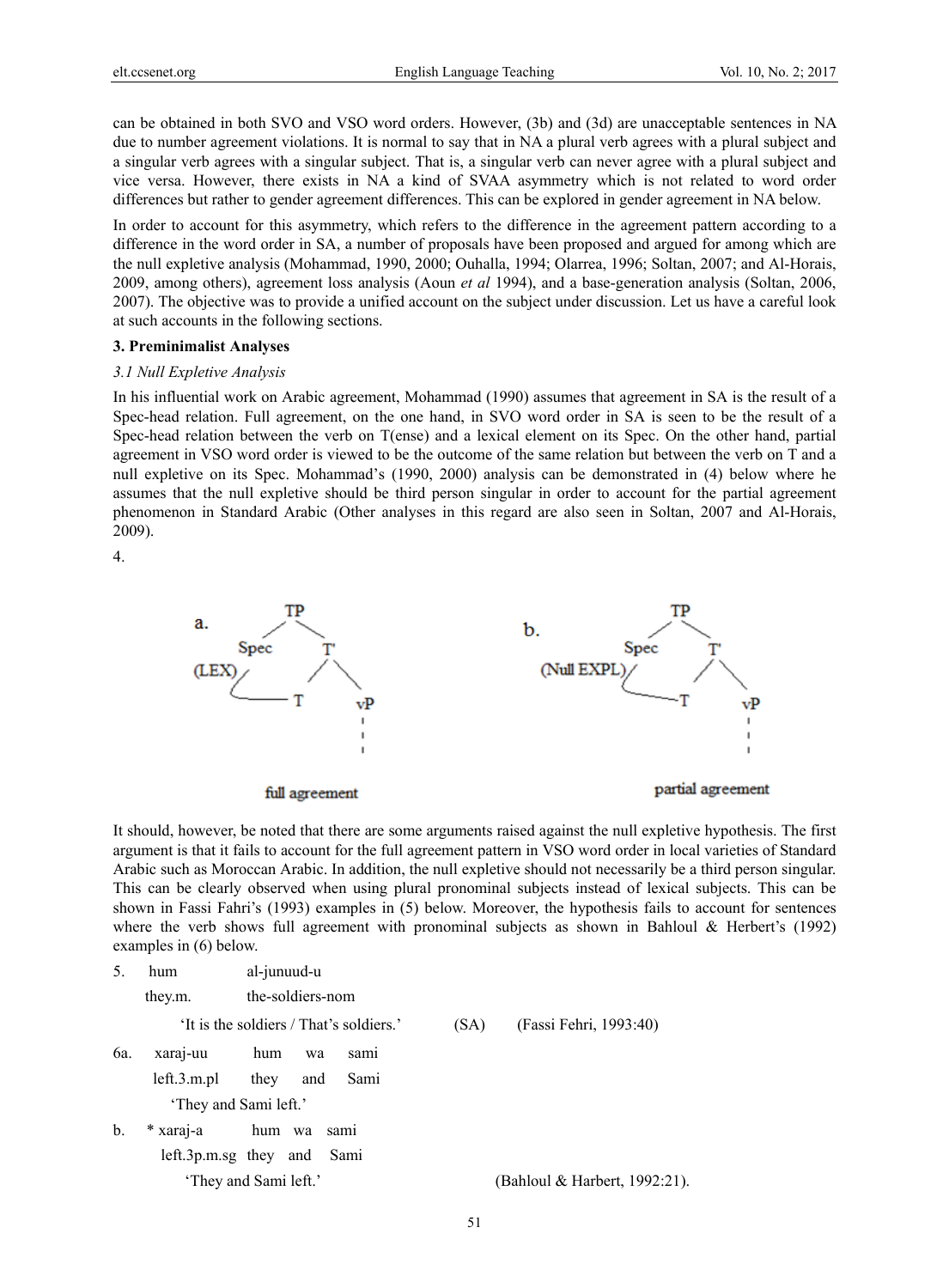can be obtained in both SVO and VSO word orders. However, (3b) and (3d) are unacceptable sentences in NA due to number agreement violations. It is normal to say that in NA a plural verb agrees with a plural subject and a singular verb agrees with a singular subject. That is, a singular verb can never agree with a plural subject and vice versa. However, there exists in NA a kind of SVAA asymmetry which is not related to word order differences but rather to gender agreement differences. This can be explored in gender agreement in NA below.

In order to account for this asymmetry, which refers to the difference in the agreement pattern according to a difference in the word order in SA, a number of proposals have been proposed and argued for among which are the null expletive analysis (Mohammad, 1990, 2000; Ouhalla, 1994; Olarrea, 1996; Soltan, 2007; and Al-Horais, 2009, among others), agreement loss analysis (Aoun *et al* 1994), and a base-generation analysis (Soltan, 2006, 2007). The objective was to provide a unified account on the subject under discussion. Let us have a careful look at such accounts in the following sections.

## 3. Preminimalist Analyses

### *3.1 Null Expletive Analysis*

In his influential work on Arabic agreement, Mohammad (1990) assumes that agreement in SA is the result of a Spec-head relation. Full agreement, on the one hand, in SVO word order in SA is seen to be the result of a Spec-head relation between the verb on T(ense) and a lexical element on its Spec. On the other hand, partial agreement in VSO word order is viewed to be the outcome of the same relation but between the verb on T and a null expletive on its Spec. Mohammad's (1990, 2000) analysis can be demonstrated in (4) below where he assumes that the null expletive should be third person singular in order to account for the partial agreement phenomenon in Standard Arabic (Other analyses in this regard are also seen in Soltan, 2007 and Al-Horais, 2009).

4.

a. [TP [Spec (LEX)] [T' T vP]] — full agreement

b. [TP [Spec (Null EXPL)] [T' T vP]] — partial agreement

It should, however, be noted that there are some arguments raised against the null expletive hypothesis. The first argument is that it fails to account for the full agreement pattern in VSO word order in local varieties of Standard Arabic such as Moroccan Arabic. In addition, the null expletive should not necessarily be a third person singular. This can be clearly observed when using plural pronominal subjects instead of lexical subjects. This can be shown in Fassi Fahri's (1993) examples in (5) below. Moreover, the hypothesis fails to account for sentences where the verb shows full agreement with pronominal subjects as shown in Bahloul & Herbert's (1992) examples in (6) below.

5. hum al-junuud-u
   they.m. the-soldiers-nom
   'It is the soldiers / That's soldiers.' (SA) (Fassi Fehri, 1993:40)

6a. xaraj-uu hum wa sami
   left.3.m.pl they and Sami
   'They and Sami left.'

b. * xaraj-a hum wa sami
   left.3p.m.sg they and Sami
   'They and Sami left.' (Bahloul & Harbert, 1992:21).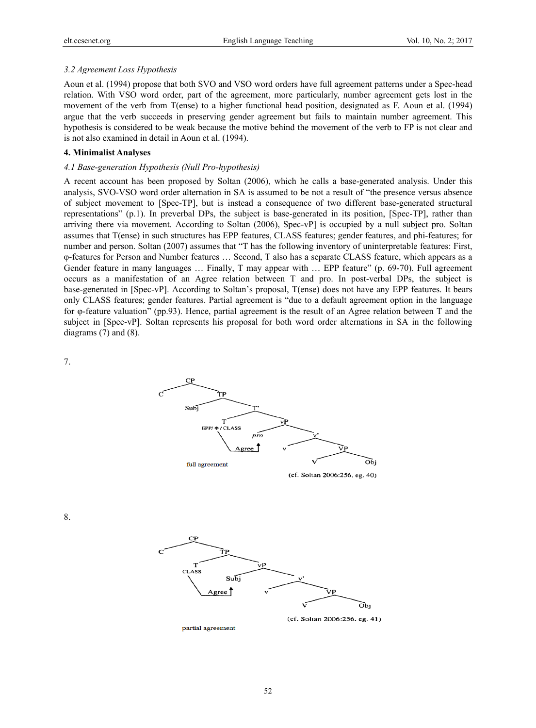### *3.2 Agreement Loss Hypothesis*

Aoun et al. (1994) propose that both SVO and VSO word orders have full agreement patterns under a Spec-head relation. With VSO word order, part of the agreement, more particularly, number agreement gets lost in the movement of the verb from T(ense) to a higher functional head position, designated as F. Aoun et al. (1994) argue that the verb succeeds in preserving gender agreement but fails to maintain number agreement. This hypothesis is considered to be weak because the motive behind the movement of the verb to FP is not clear and is not also examined in detail in Aoun et al. (1994).

## 4. Minimalist Analyses

### *4.1 Base-generation Hypothesis (Null Pro-hypothesis)*

A recent account has been proposed by Soltan (2006), which he calls a base-generated analysis. Under this analysis, SVO-VSO word order alternation in SA is assumed to be not a result of "the presence versus absence of subject movement to [Spec-TP], but is instead a consequence of two different base-generated structural representations" (p.1). In preverbal DPs, the subject is base-generated in its position, [Spec-TP], rather than arriving there via movement. According to Soltan (2006), Spec-vP] is occupied by a null subject pro. Soltan assumes that T(ense) in such structures has EPP features, CLASS features; gender features, and phi-features; for number and person. Soltan (2007) assumes that "T has the following inventory of uninterpretable features: First, φ-features for Person and Number features … Second, T also has a separate CLASS feature, which appears as a Gender feature in many languages … Finally, T may appear with … EPP feature" (p. 69-70). Full agreement occurs as a manifestation of an Agree relation between T and pro. In post-verbal DPs, the subject is base-generated in [Spec-vP]. According to Soltan's proposal, T(ense) does not have any EPP features. It bears only CLASS features; gender features. Partial agreement is "due to a default agreement option in the language for φ-feature valuation" (pp.93). Hence, partial agreement is the result of an Agree relation between T and the subject in [Spec-vP]. Soltan represents his proposal for both word order alternations in SA in the following diagrams (7) and (8).

7.

```
[CP C [TP Subj [T' T(EPP/Φ/CLASS) [vP pro [v' v [VP V Obj]]]]]]
   T --Agree--> pro
   full agreement
```

(cf. Soltan 2006:256, eg. 40)

8.

```
[CP C [TP T(CLASS) [vP Subj [v' v [VP V Obj]]]]]
   T --Agree--> Subj
   partial agreement
```

(cf. Soltan 2006:256, eg. 41)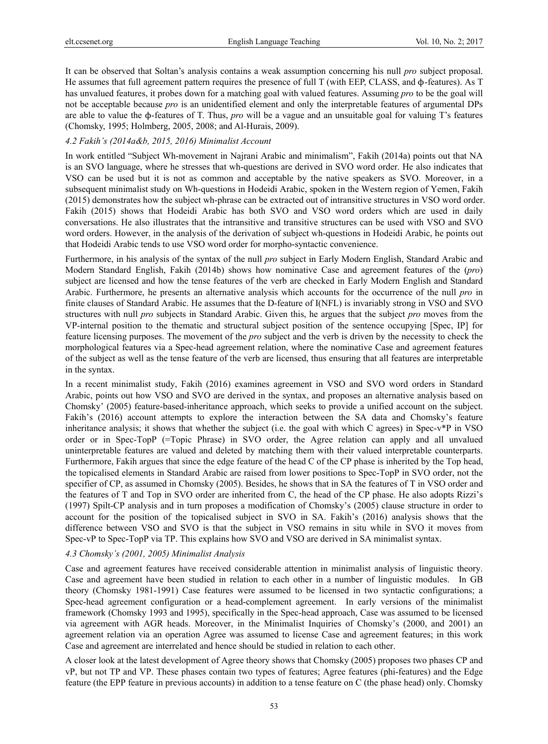It can be observed that Soltan's analysis contains a weak assumption concerning his null *pro* subject proposal. He assumes that full agreement pattern requires the presence of full T (with EEP, CLASS, and ϕ-features). As T has unvalued features, it probes down for a matching goal with valued features. Assuming *pro* to be the goal will not be acceptable because *pro* is an unidentified element and only the interpretable features of argumental DPs are able to value the ϕ-features of T. Thus, *pro* will be a vague and an unsuitable goal for valuing T's features (Chomsky, 1995; Holmberg, 2005, 2008; and Al-Hurais, 2009).

#### *4.2 Fakih's (2014a&b, 2015, 2016) Minimalist Account*

In work entitled "Subject Wh-movement in Najrani Arabic and minimalism", Fakih (2014a) points out that NA is an SVO language, where he stresses that wh-questions are derived in SVO word order. He also indicates that VSO can be used but it is not as common and acceptable by the native speakers as SVO. Moreover, in a subsequent minimalist study on Wh-questions in Hodeidi Arabic, spoken in the Western region of Yemen, Fakih (2015) demonstrates how the subject wh-phrase can be extracted out of intransitive structures in VSO word order. Fakih (2015) shows that Hodeidi Arabic has both SVO and VSO word orders which are used in daily conversations. He also illustrates that the intransitive and transitive structures can be used with VSO and SVO word orders. However, in the analysis of the derivation of subject wh-questions in Hodeidi Arabic, he points out that Hodeidi Arabic tends to use VSO word order for morpho-syntactic convenience.

Furthermore, in his analysis of the syntax of the null *pro* subject in Early Modern English, Standard Arabic and Modern Standard English, Fakih (2014b) shows how nominative Case and agreement features of the (*pro*) subject are licensed and how the tense features of the verb are checked in Early Modern English and Standard Arabic. Furthermore, he presents an alternative analysis which accounts for the occurrence of the null *pro* in finite clauses of Standard Arabic. He assumes that the D-feature of I(NFL) is invariably strong in VSO and SVO structures with null *pro* subjects in Standard Arabic. Given this, he argues that the subject *pro* moves from the VP-internal position to the thematic and structural subject position of the sentence occupying [Spec, IP] for feature licensing purposes. The movement of the *pro* subject and the verb is driven by the necessity to check the morphological features via a Spec-head agreement relation, where the nominative Case and agreement features of the subject as well as the tense feature of the verb are licensed, thus ensuring that all features are interpretable in the syntax.

In a recent minimalist study, Fakih (2016) examines agreement in VSO and SVO word orders in Standard Arabic, points out how VSO and SVO are derived in the syntax, and proposes an alternative analysis based on Chomsky' (2005) feature-based-inheritance approach, which seeks to provide a unified account on the subject. Fakih's (2016) account attempts to explore the interaction between the SA data and Chomsky's feature inheritance analysis; it shows that whether the subject (i.e. the goal with which C agrees) in Spec-v*P in VSO order or in Spec-TopP (=Topic Phrase) in SVO order, the Agree relation can apply and all unvalued uninterpretable features are valued and deleted by matching them with their valued interpretable counterparts. Furthermore, Fakih argues that since the edge feature of the head C of the CP phase is inherited by the Top head, the topicalised elements in Standard Arabic are raised from lower positions to Spec-TopP in SVO order, not the specifier of CP, as assumed in Chomsky (2005). Besides, he shows that in SA the features of T in VSO order and the features of T and Top in SVO order are inherited from C, the head of the CP phase. He also adopts Rizzi's (1997) Spilt-CP analysis and in turn proposes a modification of Chomsky's (2005) clause structure in order to account for the position of the topicalised subject in SVO in SA. Fakih's (2016) analysis shows that the difference between VSO and SVO is that the subject in VSO remains in situ while in SVO it moves from Spec-vP to Spec-TopP via TP. This explains how SVO and VSO are derived in SA minimalist syntax.

#### *4.3 Chomsky's (2001, 2005) Minimalist Analysis*

Case and agreement features have received considerable attention in minimalist analysis of linguistic theory. Case and agreement have been studied in relation to each other in a number of linguistic modules. In GB theory (Chomsky 1981-1991) Case features were assumed to be licensed in two syntactic configurations; a Spec-head agreement configuration or a head-complement agreement. In early versions of the minimalist framework (Chomsky 1993 and 1995), specifically in the Spec-head approach, Case was assumed to be licensed via agreement with AGR heads. Moreover, in the Minimalist Inquiries of Chomsky's (2000, and 2001) an agreement relation via an operation Agree was assumed to license Case and agreement features; in this work Case and agreement are interrelated and hence should be studied in relation to each other.

A closer look at the latest development of Agree theory shows that Chomsky (2005) proposes two phases CP and vP, but not TP and VP. These phases contain two types of features; Agree features (phi-features) and the Edge feature (the EPP feature in previous accounts) in addition to a tense feature on C (the phase head) only. Chomsky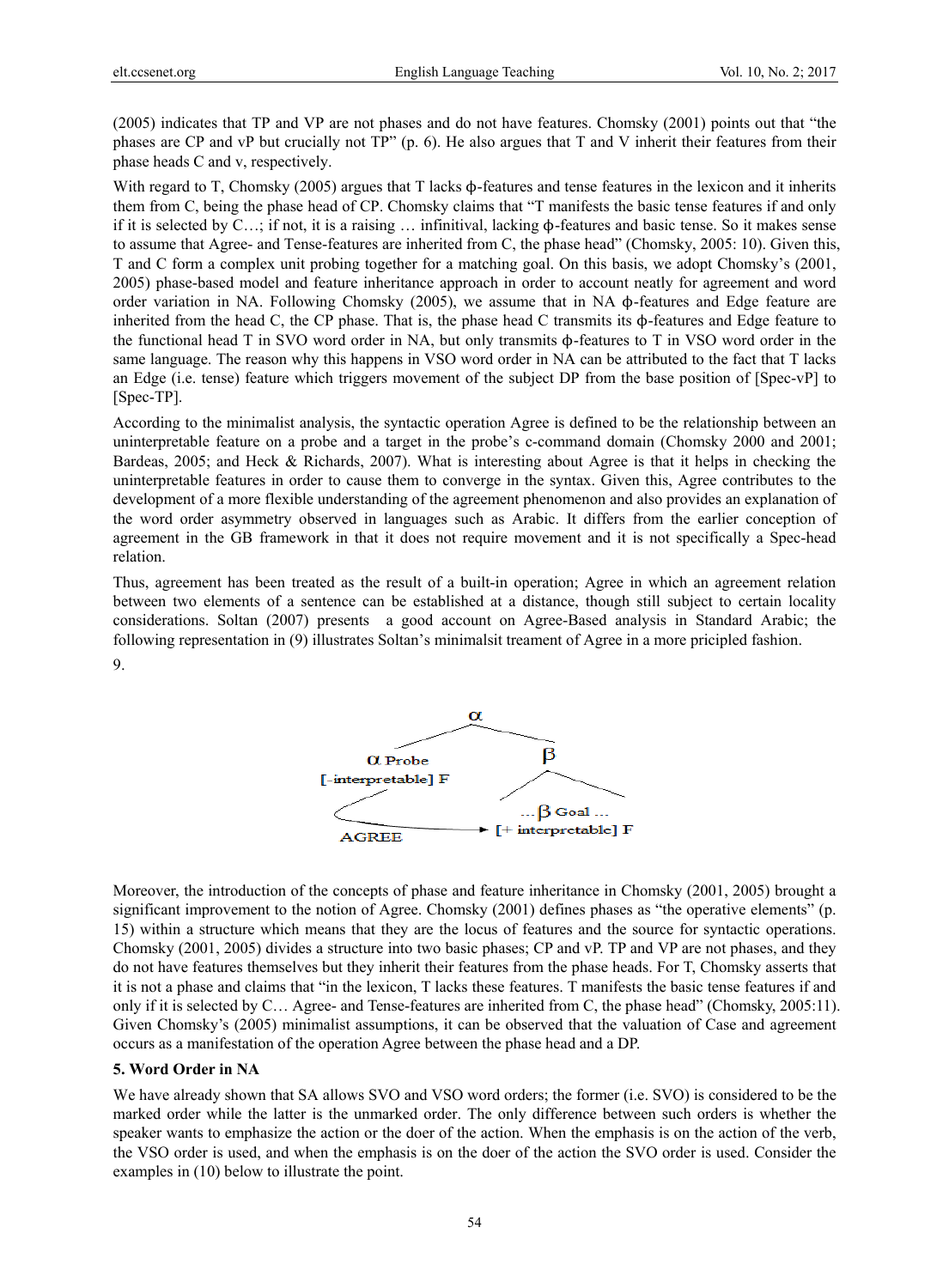(2005) indicates that TP and VP are not phases and do not have features. Chomsky (2001) points out that "the phases are CP and vP but crucially not TP" (p. 6). He also argues that T and V inherit their features from their phase heads C and v, respectively.

With regard to T, Chomsky (2005) argues that T lacks ϕ-features and tense features in the lexicon and it inherits them from C, being the phase head of CP. Chomsky claims that "T manifests the basic tense features if and only if it is selected by C…; if not, it is a raising … infinitival, lacking ϕ-features and basic tense. So it makes sense to assume that Agree- and Tense-features are inherited from C, the phase head" (Chomsky, 2005: 10). Given this, T and C form a complex unit probing together for a matching goal. On this basis, we adopt Chomsky's (2001, 2005) phase-based model and feature inheritance approach in order to account neatly for agreement and word order variation in NA. Following Chomsky (2005), we assume that in NA ϕ-features and Edge feature are inherited from the head C, the CP phase. That is, the phase head C transmits its ϕ-features and Edge feature to the functional head T in SVO word order in NA, but only transmits ϕ-features to T in VSO word order in the same language. The reason why this happens in VSO word order in NA can be attributed to the fact that T lacks an Edge (i.e. tense) feature which triggers movement of the subject DP from the base position of [Spec-vP] to [Spec-TP].

According to the minimalist analysis, the syntactic operation Agree is defined to be the relationship between an uninterpretable feature on a probe and a target in the probe's c-command domain (Chomsky 2000 and 2001; Bardeas, 2005; and Heck & Richards, 2007). What is interesting about Agree is that it helps in checking the uninterpretable features in order to cause them to converge in the syntax. Given this, Agree contributes to the development of a more flexible understanding of the agreement phenomenon and also provides an explanation of the word order asymmetry observed in languages such as Arabic. It differs from the earlier conception of agreement in the GB framework in that it does not require movement and it is not specifically a Spec-head relation.

Thus, agreement has been treated as the result of a built-in operation; Agree in which an agreement relation between two elements of a sentence can be established at a distance, though still subject to certain locality considerations. Soltan (2007) presents a good account on Agree-Based analysis in Standard Arabic; the following representation in (9) illustrates Soltan's minimalsit treament of Agree in a more pricipled fashion.

9.

α

α Probe

[-interpretable] F

β

… β Goal …

AGREE

[+ interpretable] F

Moreover, the introduction of the concepts of phase and feature inheritance in Chomsky (2001, 2005) brought a significant improvement to the notion of Agree. Chomsky (2001) defines phases as "the operative elements" (p. 15) within a structure which means that they are the locus of features and the source for syntactic operations. Chomsky (2001, 2005) divides a structure into two basic phases; CP and vP. TP and VP are not phases, and they do not have features themselves but they inherit their features from the phase heads. For T, Chomsky asserts that it is not a phase and claims that "in the lexicon, T lacks these features. T manifests the basic tense features if and only if it is selected by C… Agree- and Tense-features are inherited from C, the phase head" (Chomsky, 2005:11). Given Chomsky's (2005) minimalist assumptions, it can be observed that the valuation of Case and agreement occurs as a manifestation of the operation Agree between the phase head and a DP.

### 5. Word Order in NA

We have already shown that SA allows SVO and VSO word orders; the former (i.e. SVO) is considered to be the marked order while the latter is the unmarked order. The only difference between such orders is whether the speaker wants to emphasize the action or the doer of the action. When the emphasis is on the action of the verb, the VSO order is used, and when the emphasis is on the doer of the action the SVO order is used. Consider the examples in (10) below to illustrate the point.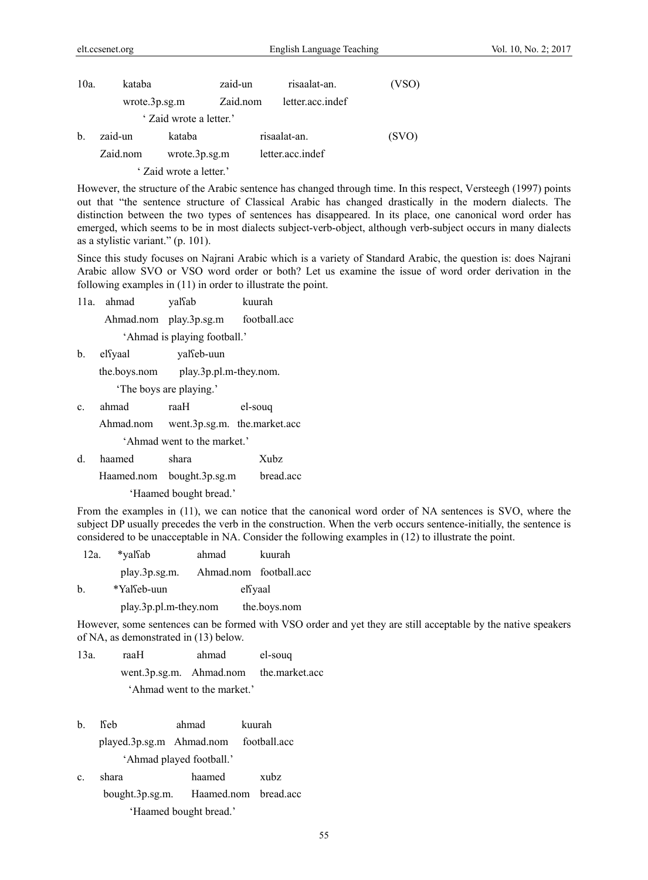10a. kataba zaid-un risaalat-an. (VSO)

wrote.3p.sg.m Zaid.nom letter.acc.indef

' Zaid wrote a letter.'

b. zaid-un kataba risaalat-an. (SVO)

Zaid.nom wrote.3p.sg.m letter.acc.indef

' Zaid wrote a letter.'

However, the structure of the Arabic sentence has changed through time. In this respect, Versteegh (1997) points out that "the sentence structure of Classical Arabic has changed drastically in the modern dialects. The distinction between the two types of sentences has disappeared. In its place, one canonical word order has emerged, which seems to be in most dialects subject-verb-object, although verb-subject occurs in many dialects as a stylistic variant." (p. 101).

Since this study focuses on Najrani Arabic which is a variety of Standard Arabic, the question is: does Najrani Arabic allow SVO or VSO word order or both? Let us examine the issue of word order derivation in the following examples in (11) in order to illustrate the point.

11a. ahmad yalʕab kuurah

Ahmad.nom play.3p.sg.m football.acc

'Ahmad is playing football.'

b. elʕyaal yalʕeb-uun

the.boys.nom play.3p.pl.m-they.nom.

'The boys are playing.'

c. ahmad raaH el-souq

Ahmad.nom went.3p.sg.m. the.market.acc

'Ahmad went to the market.'

d. haamed shara Xubz

Haamed.nom bought.3p.sg.m bread.acc

'Haamed bought bread.'

From the examples in (11), we can notice that the canonical word order of NA sentences is SVO, where the subject DP usually precedes the verb in the construction. When the verb occurs sentence-initially, the sentence is considered to be unacceptable in NA. Consider the following examples in (12) to illustrate the point.

12a. *yalʕab ahmad kuurah

play.3p.sg.m. Ahmad.nom football.acc

b. *Yalʕeb-uun elʕyaal

play.3p.pl.m-they.nom the.boys.nom

However, some sentences can be formed with VSO order and yet they are still acceptable by the native speakers of NA, as demonstrated in (13) below.

13a. raaH ahmad el-souq

went.3p.sg.m. Ahmad.nom the.market.acc

'Ahmad went to the market.'

b. lʕeb ahmad kuurah

played.3p.sg.m Ahmad.nom football.acc

'Ahmad played football.'

c. shara haamed xubz

bought.3p.sg.m. Haamed.nom bread.acc

'Haamed bought bread.'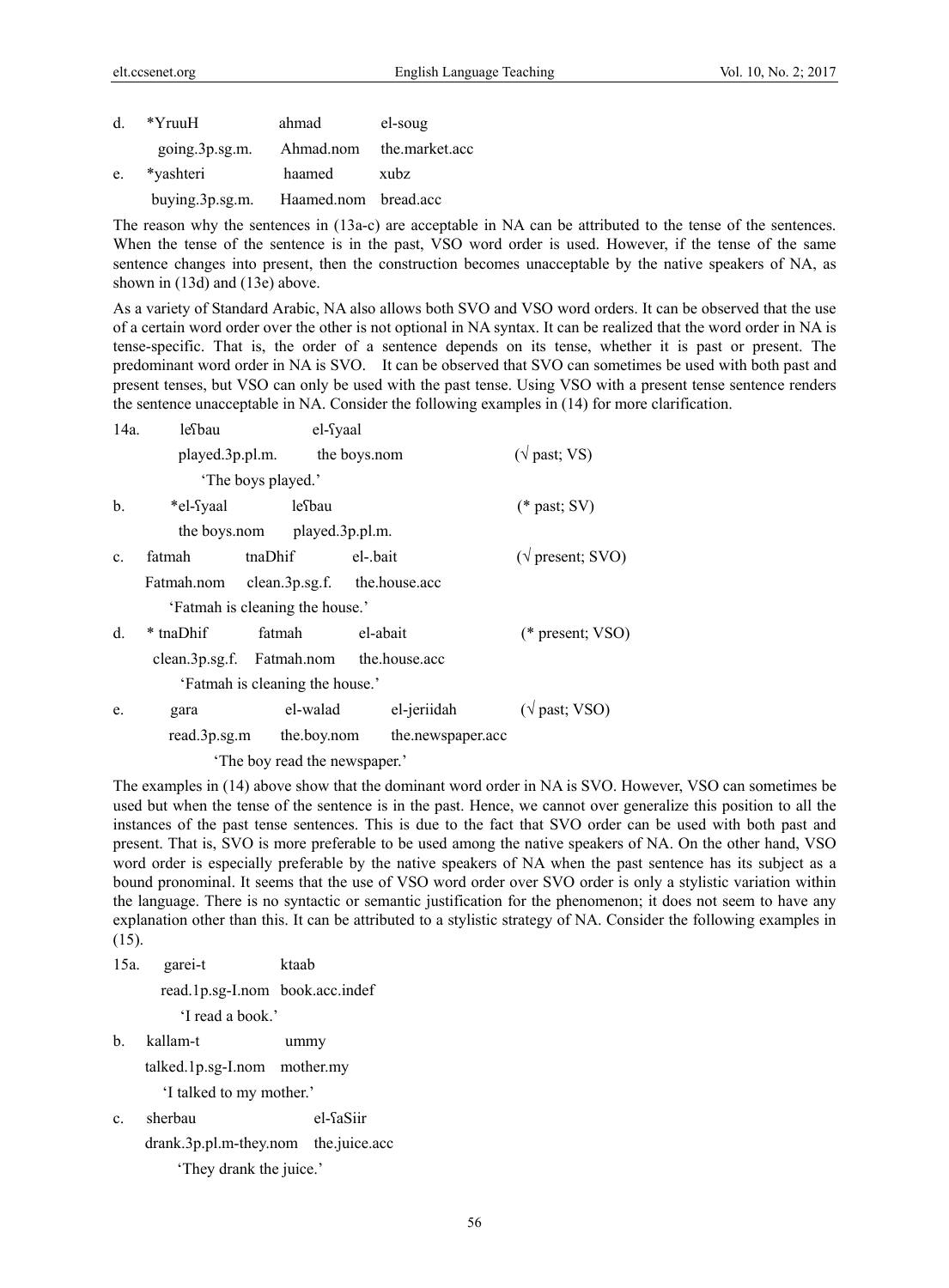d. *YruuH ahmad el-soug

going.3p.sg.m. Ahmad.nom the.market.acc

e. *yashteri haamed xubz

buying.3p.sg.m. Haamed.nom bread.acc

The reason why the sentences in (13a-c) are acceptable in NA can be attributed to the tense of the sentences. When the tense of the sentence is in the past, VSO word order is used. However, if the tense of the same sentence changes into present, then the construction becomes unacceptable by the native speakers of NA, as shown in (13d) and (13e) above.

As a variety of Standard Arabic, NA also allows both SVO and VSO word orders. It can be observed that the use of a certain word order over the other is not optional in NA syntax. It can be realized that the word order in NA is tense-specific. That is, the order of a sentence depends on its tense, whether it is past or present. The predominant word order in NA is SVO. It can be observed that SVO can sometimes be used with both past and present tenses, but VSO can only be used with the past tense. Using VSO with a present tense sentence renders the sentence unacceptable in NA. Consider the following examples in (14) for more clarification.

14a. leʕbau el-ʕyaal

played.3p.pl.m. the boys.nom (√ past; VS)

'The boys played.'

b. *el-ʕyaal leʕbau (* past; SV)

the boys.nom played.3p.pl.m.

c. fatmah tnaDhif el-.bait (√ present; SVO)

Fatmah.nom clean.3p.sg.f. the.house.acc

'Fatmah is cleaning the house.'

d. * tnaDhif fatmah el-abait (* present; VSO)

clean.3p.sg.f. Fatmah.nom the.house.acc

'Fatmah is cleaning the house.'

e. gara el-walad el-jeriidah (√ past; VSO)

read.3p.sg.m the.boy.nom the.newspaper.acc

'The boy read the newspaper.'

The examples in (14) above show that the dominant word order in NA is SVO. However, VSO can sometimes be used but when the tense of the sentence is in the past. Hence, we cannot over generalize this position to all the instances of the past tense sentences. This is due to the fact that SVO order can be used with both past and present. That is, SVO is more preferable to be used among the native speakers of NA. On the other hand, VSO word order is especially preferable by the native speakers of NA when the past sentence has its subject as a bound pronominal. It seems that the use of VSO word order over SVO order is only a stylistic variation within the language. There is no syntactic or semantic justification for the phenomenon; it does not seem to have any explanation other than this. It can be attributed to a stylistic strategy of NA. Consider the following examples in (15).

15a. garei-t ktaab

read.1p.sg-I.nom book.acc.indef

'I read a book.'

b. kallam-t ummy

talked.1p.sg-I.nom mother.my

'I talked to my mother.'

c. sherbau el-ʕaSiir

drank.3p.pl.m-they.nom the.juice.acc

'They drank the juice.'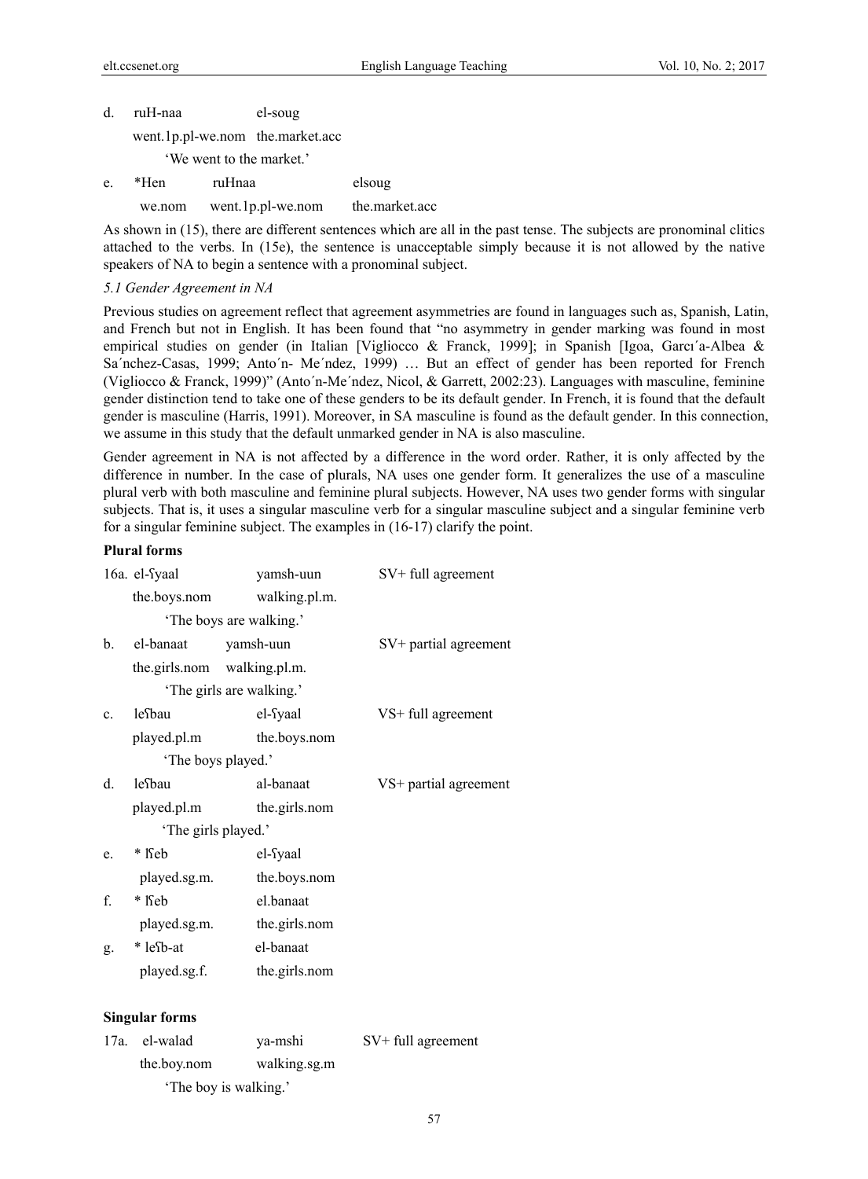d. ruH-naa el-soug

went.1p.pl-we.nom the.market.acc

'We went to the market.'

e. *Hen ruHnaa elsoug

we.nom went.1p.pl-we.nom the.market.acc

As shown in (15), there are different sentences which are all in the past tense. The subjects are pronominal clitics attached to the verbs. In (15e), the sentence is unacceptable simply because it is not allowed by the native speakers of NA to begin a sentence with a pronominal subject.

*5.1 Gender Agreement in NA*

Previous studies on agreement reflect that agreement asymmetries are found in languages such as, Spanish, Latin, and French but not in English. It has been found that "no asymmetry in gender marking was found in most empirical studies on gender (in Italian [Vigliocco & Franck, 1999]; in Spanish [Igoa, Garcı´a-Albea & Sa´nchez-Casas, 1999; Anto´n- Me´ndez, 1999) … But an effect of gender has been reported for French (Vigliocco & Franck, 1999)" (Anto´n-Me´ndez, Nicol, & Garrett, 2002:23). Languages with masculine, feminine gender distinction tend to take one of these genders to be its default gender. In French, it is found that the default gender is masculine (Harris, 1991). Moreover, in SA masculine is found as the default gender. In this connection, we assume in this study that the default unmarked gender in NA is also masculine.

Gender agreement in NA is not affected by a difference in the word order. Rather, it is only affected by the difference in number. In the case of plurals, NA uses one gender form. It generalizes the use of a masculine plural verb with both masculine and feminine plural subjects. However, NA uses two gender forms with singular subjects. That is, it uses a singular masculine verb for a singular masculine subject and a singular feminine verb for a singular feminine subject. The examples in (16-17) clarify the point.

**Plural forms**

16a. el-ʕyaal yamsh-uun SV+ full agreement

the.boys.nom walking.pl.m.

'The boys are walking.'

b. el-banaat yamsh-uun SV+ partial agreement

the.girls.nom walking.pl.m.

'The girls are walking.'

c. leʕbau el-ʕyaal VS+ full agreement

played.pl.m the.boys.nom

'The boys played.'

d. leʕbau al-banaat VS+ partial agreement

played.pl.m the.girls.nom

'The girls played.'

e. * lʕeb el-ʕyaal

played.sg.m. the.boys.nom

f. * lʕeb el.banaat

played.sg.m. the.girls.nom

g. * leʕb-at el-banaat

played.sg.f. the.girls.nom

**Singular forms**

17a. el-walad ya-mshi SV+ full agreement

the.boy.nom walking.sg.m

'The boy is walking.'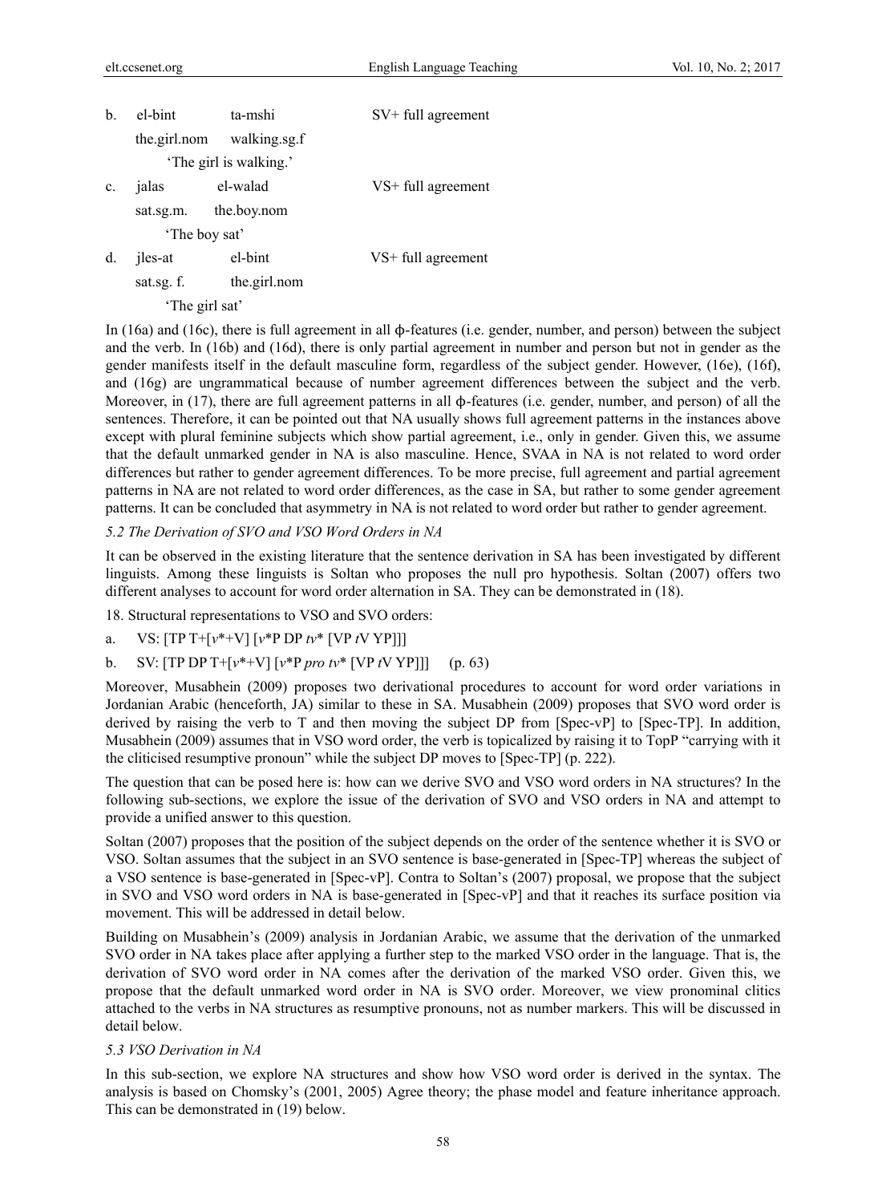b. el-bint ta-mshi SV+ full agreement

the.girl.nom walking.sg.f

'The girl is walking.'

c. jalas el-walad VS+ full agreement

sat.sg.m. the.boy.nom

'The boy sat'

d. jles-at el-bint VS+ full agreement

sat.sg. f. the.girl.nom

'The girl sat'

In (16a) and (16c), there is full agreement in all ϕ-features (i.e. gender, number, and person) between the subject and the verb. In (16b) and (16d), there is only partial agreement in number and person but not in gender as the gender manifests itself in the default masculine form, regardless of the subject gender. However, (16e), (16f), and (16g) are ungrammatical because of number agreement differences between the subject and the verb. Moreover, in (17), there are full agreement patterns in all ϕ-features (i.e. gender, number, and person) of all the sentences. Therefore, it can be pointed out that NA usually shows full agreement patterns in the instances above except with plural feminine subjects which show partial agreement, i.e., only in gender. Given this, we assume that the default unmarked gender in NA is also masculine. Hence, SVAA in NA is not related to word order differences but rather to gender agreement differences. To be more precise, full agreement and partial agreement patterns in NA are not related to word order differences, as the case in SA, but rather to some gender agreement patterns. It can be concluded that asymmetry in NA is not related to word order but rather to gender agreement.

### *5.2 The Derivation of SVO and VSO Word Orders in NA*

It can be observed in the existing literature that the sentence derivation in SA has been investigated by different linguists. Among these linguists is Soltan who proposes the null pro hypothesis. Soltan (2007) offers two different analyses to account for word order alternation in SA. They can be demonstrated in (18).

18. Structural representations to VSO and SVO orders:

a. VS: [TP T+[*v*\*+V] [*v*\*P DP *tv*\* [VP *t*V YP]]]

b. SV: [TP DP T+[*v*\*+V] [*v*\*P *pro tv*\* [VP *t*V YP]]] (p. 63)

Moreover, Musabhein (2009) proposes two derivational procedures to account for word order variations in Jordanian Arabic (henceforth, JA) similar to these in SA. Musabhein (2009) proposes that SVO word order is derived by raising the verb to T and then moving the subject DP from [Spec-vP] to [Spec-TP]. In addition, Musabhein (2009) assumes that in VSO word order, the verb is topicalized by raising it to TopP "carrying with it the cliticised resumptive pronoun" while the subject DP moves to [Spec-TP] (p. 222).

The question that can be posed here is: how can we derive SVO and VSO word orders in NA structures? In the following sub-sections, we explore the issue of the derivation of SVO and VSO orders in NA and attempt to provide a unified answer to this question.

Soltan (2007) proposes that the position of the subject depends on the order of the sentence whether it is SVO or VSO. Soltan assumes that the subject in an SVO sentence is base-generated in [Spec-TP] whereas the subject of a VSO sentence is base-generated in [Spec-vP]. Contra to Soltan's (2007) proposal, we propose that the subject in SVO and VSO word orders in NA is base-generated in [Spec-vP] and that it reaches its surface position via movement. This will be addressed in detail below.

Building on Musabhein's (2009) analysis in Jordanian Arabic, we assume that the derivation of the unmarked SVO order in NA takes place after applying a further step to the marked VSO order in the language. That is, the derivation of SVO word order in NA comes after the derivation of the marked VSO order. Given this, we propose that the default unmarked word order in NA is SVO order. Moreover, we view pronominal clitics attached to the verbs in NA structures as resumptive pronouns, not as number markers. This will be discussed in detail below.

### *5.3 VSO Derivation in NA*

In this sub-section, we explore NA structures and show how VSO word order is derived in the syntax. The analysis is based on Chomsky's (2001, 2005) Agree theory; the phase model and feature inheritance approach. This can be demonstrated in (19) below.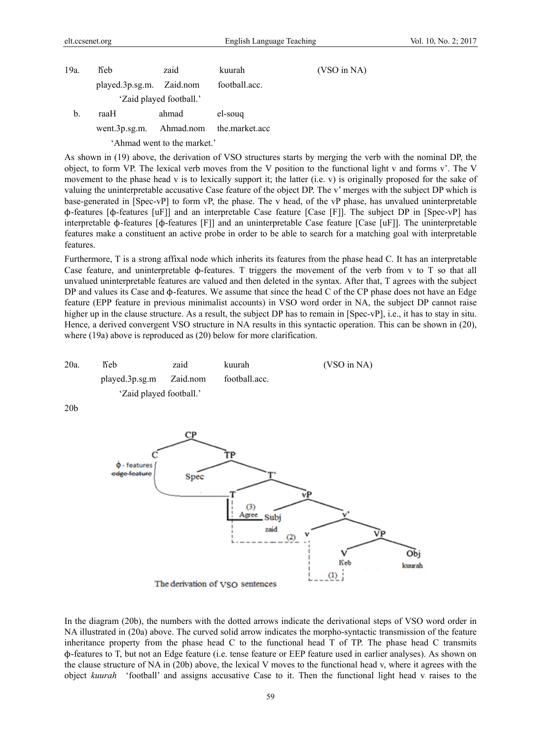19a. ʕleb zaid kuurah (VSO in NA)

played.3p.sg.m. Zaid.nom football.acc.

'Zaid played football.'

b. raaH ahmad el-souq

went.3p.sg.m. Ahmad.nom the.market.acc

'Ahmad went to the market.'

As shown in (19) above, the derivation of VSO structures starts by merging the verb with the nominal DP, the object, to form VP. The lexical verb moves from the V position to the functional light v and forms v'. The V movement to the phase head v is to lexically support it; the latter (i.e. v) is originally proposed for the sake of valuing the uninterpretable accusative Case feature of the object DP. The v' merges with the subject DP which is base-generated in [Spec-vP] to form vP, the phase. The v head, of the vP phase, has unvalued uninterpretable ф-features [ф-features [uF]] and an interpretable Case feature [Case [F]]. The subject DP in [Spec-vP] has interpretable ф-features [ф-features [F]] and an uninterpretable Case feature [Case [uF]]. The uninterpretable features make a constituent an active probe in order to be able to search for a matching goal with interpretable features.

Furthermore, T is a strong affixal node which inherits its features from the phase head C. It has an interpretable Case feature, and uninterpretable ф-features. T triggers the movement of the verb from v to T so that all unvalued uninterpretable features are valued and then deleted in the syntax. After that, T agrees with the subject DP and values its Case and ф-features. We assume that since the head C of the CP phase does not have an Edge feature (EPP feature in previous minimalist accounts) in VSO word order in NA, the subject DP cannot raise higher up in the clause structure. As a result, the subject DP has to remain in [Spec-vP], i.e., it has to stay in situ. Hence, a derived convergent VSO structure in NA results in this syntactic operation. This can be shown in (20), where (19a) above is reproduced as (20) below for more clarification.

20a. ʕleb zaid kuurah (VSO in NA)

played.3p.sg.m Zaid.nom football.acc.

'Zaid played football.'

20b

The derivation of VSO sentences

In the diagram (20b), the numbers with the dotted arrows indicate the derivational steps of VSO word order in NA illustrated in (20a) above. The curved solid arrow indicates the morpho-syntactic transmission of the feature inheritance property from the phase head C to the functional head T of TP. The phase head C transmits ф-features to T, but not an Edge feature (i.e. tense feature or EEP feature used in earlier analyses). As shown on the clause structure of NA in (20b) above, the lexical V moves to the functional head v, where it agrees with the object *kuurah* 'football' and assigns accusative Case to it. Then the functional light head v raises to the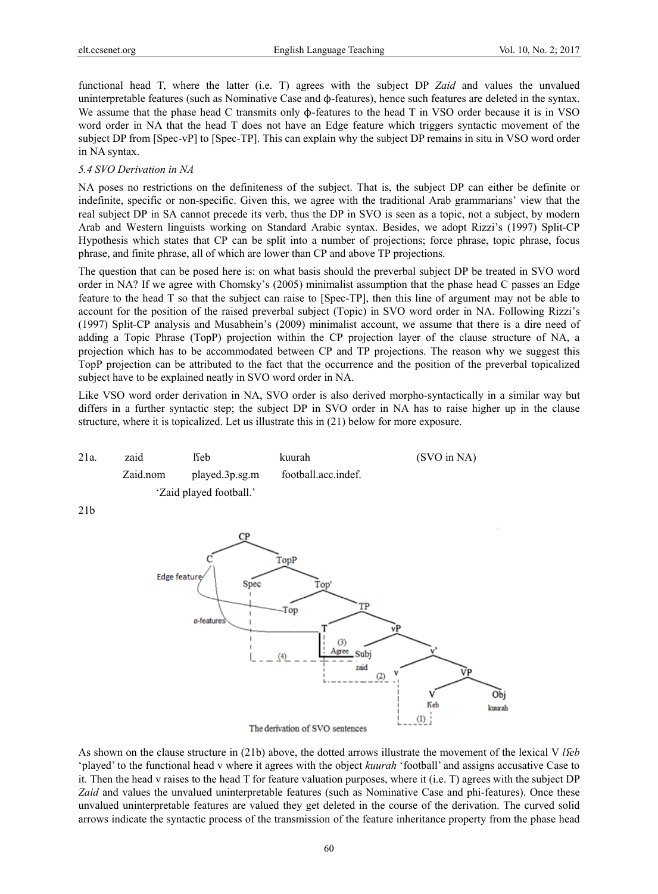functional head T, where the latter (i.e. T) agrees with the subject DP *Zaid* and values the unvalued uninterpretable features (such as Nominative Case and ɸ-features), hence such features are deleted in the syntax. We assume that the phase head C transmits only ɸ-features to the head T in VSO order because it is in VSO word order in NA that the head T does not have an Edge feature which triggers syntactic movement of the subject DP from [Spec-vP] to [Spec-TP]. This can explain why the subject DP remains in situ in VSO word order in NA syntax.

*5.4 SVO Derivation in NA*

NA poses no restrictions on the definiteness of the subject. That is, the subject DP can either be definite or indefinite, specific or non-specific. Given this, we agree with the traditional Arab grammarians' view that the real subject DP in SA cannot precede its verb, thus the DP in SVO is seen as a topic, not a subject, by modern Arab and Western linguists working on Standard Arabic syntax. Besides, we adopt Rizzi's (1997) Split-CP Hypothesis which states that CP can be split into a number of projections; force phrase, topic phrase, focus phrase, and finite phrase, all of which are lower than CP and above TP projections.

The question that can be posed here is: on what basis should the preverbal subject DP be treated in SVO word order in NA? If we agree with Chomsky's (2005) minimalist assumption that the phase head C passes an Edge feature to the head T so that the subject can raise to [Spec-TP], then this line of argument may not be able to account for the position of the raised preverbal subject (Topic) in SVO word order in NA. Following Rizzi's (1997) Split-CP analysis and Musabhein's (2009) minimalist account, we assume that there is a dire need of adding a Topic Phrase (TopP) projection within the CP projection layer of the clause structure of NA, a projection which has to be accommodated between CP and TP projections. The reason why we suggest this TopP projection can be attributed to the fact that the occurrence and the position of the preverbal topicalized subject have to be explained neatly in SVO word order in NA.

Like VSO word order derivation in NA, SVO order is also derived morpho-syntactically in a similar way but differs in a further syntactic step; the subject DP in SVO order in NA has to raise higher up in the clause structure, where it is topicalized. Let us illustrate this in (21) below for more exposure.

21a. zaid lʕeb kuurah (SVO in NA)

Zaid.nom played.3p.sg.m football.acc.indef.

'Zaid played football.'

21b

CP
C
TopP
Edge feature
Spec
Top'
Top
TP
ø-features
T
vP
(3)
Agree
Subj
zaid
v'
(4)
(2)
v
VP
V
lʕeb
Obj
kuurah
(1)

The derivation of SVO sentences

As shown on the clause structure in (21b) above, the dotted arrows illustrate the movement of the lexical V *lʕeb* 'played' to the functional head v where it agrees with the object *kuurah* 'football' and assigns accusative Case to it. Then the head v raises to the head T for feature valuation purposes, where it (i.e. T) agrees with the subject DP *Zaid* and values the unvalued uninterpretable features (such as Nominative Case and phi-features). Once these unvalued uninterpretable features are valued they get deleted in the course of the derivation. The curved solid arrows indicate the syntactic process of the transmission of the feature inheritance property from the phase head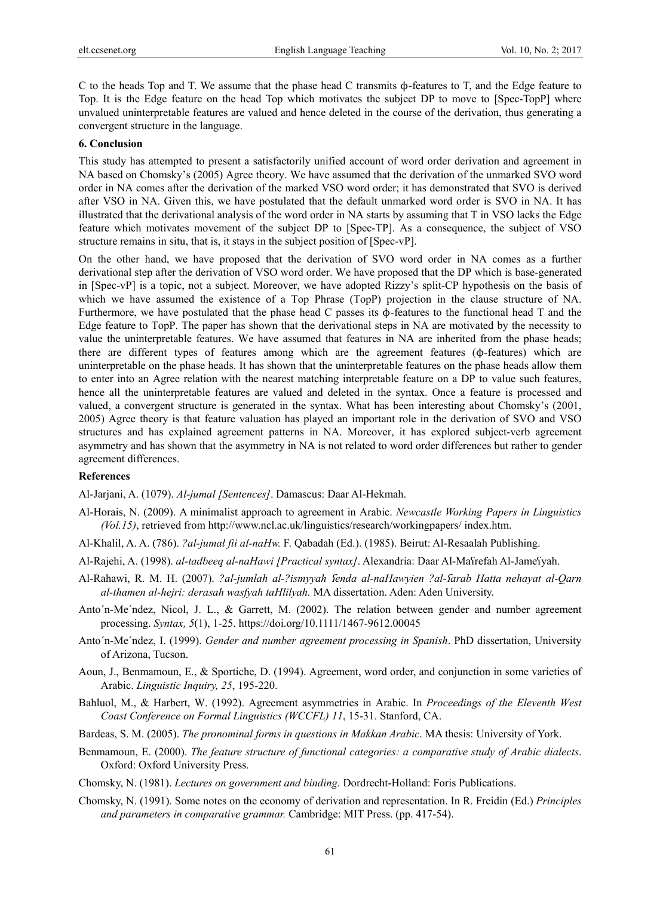C to the heads Top and T. We assume that the phase head C transmits ϕ-features to T, and the Edge feature to Top. It is the Edge feature on the head Top which motivates the subject DP to move to [Spec-TopP] where unvalued uninterpretable features are valued and hence deleted in the course of the derivation, thus generating a convergent structure in the language.

**6. Conclusion**

This study has attempted to present a satisfactorily unified account of word order derivation and agreement in NA based on Chomsky's (2005) Agree theory. We have assumed that the derivation of the unmarked SVO word order in NA comes after the derivation of the marked VSO word order; it has demonstrated that SVO is derived after VSO in NA. Given this, we have postulated that the default unmarked word order is SVO in NA. It has illustrated that the derivational analysis of the word order in NA starts by assuming that T in VSO lacks the Edge feature which motivates movement of the subject DP to [Spec-TP]. As a consequence, the subject of VSO structure remains in situ, that is, it stays in the subject position of [Spec-vP].

On the other hand, we have proposed that the derivation of SVO word order in NA comes as a further derivational step after the derivation of VSO word order. We have proposed that the DP which is base-generated in [Spec-vP] is a topic, not a subject. Moreover, we have adopted Rizzy's split-CP hypothesis on the basis of which we have assumed the existence of a Top Phrase (TopP) projection in the clause structure of NA. Furthermore, we have postulated that the phase head C passes its ϕ-features to the functional head T and the Edge feature to TopP. The paper has shown that the derivational steps in NA are motivated by the necessity to value the uninterpretable features. We have assumed that features in NA are inherited from the phase heads; there are different types of features among which are the agreement features (ϕ-features) which are uninterpretable on the phase heads. It has shown that the uninterpretable features on the phase heads allow them to enter into an Agree relation with the nearest matching interpretable feature on a DP to value such features, hence all the uninterpretable features are valued and deleted in the syntax. Once a feature is processed and valued, a convergent structure is generated in the syntax. What has been interesting about Chomsky's (2001, 2005) Agree theory is that feature valuation has played an important role in the derivation of SVO and VSO structures and has explained agreement patterns in NA. Moreover, it has explored subject-verb agreement asymmetry and has shown that the asymmetry in NA is not related to word order differences but rather to gender agreement differences.

**References**

Al-Jarjani, A. (1079). *Al-jumal [Sentences]*. Damascus: Daar Al-Hekmah.

Al-Horais, N. (2009). A minimalist approach to agreement in Arabic. *Newcastle Working Papers in Linguistics (Vol.15)*, retrieved from http://www.ncl.ac.uk/linguistics/research/workingpapers/ index.htm.

Al-Khalil, A. A. (786). *?al-jumal fii al-naHw.* F. Qabadah (Ed.). (1985). Beirut: Al-Resaalah Publishing.

Al-Rajehi, A. (1998). *al-tadbeeq al-naHawi [Practical syntax]*. Alexandria: Daar Al-Maʕrefah Al-Jameʕyah.

Al-Rahawi, R. M. H. (2007). *?al-jumlah al-?ismyyah ʕenda al-naHawyien ?al-ʕarab Hatta nehayat al-Qarn al-thamen al-hejri: derasah wasfyah taHlilyah.* MA dissertation. Aden: Aden University.

Anto´n-Me´ndez, Nicol, J. L., & Garrett, M. (2002). The relation between gender and number agreement processing. *Syntax, 5*(1), 1-25. https://doi.org/10.1111/1467-9612.00045

Anto´n-Me´ndez, I. (1999). *Gender and number agreement processing in Spanish*. PhD dissertation, University of Arizona, Tucson.

Aoun, J., Benmamoun, E., & Sportiche, D. (1994). Agreement, word order, and conjunction in some varieties of Arabic. *Linguistic Inquiry, 25*, 195-220.

Bahluol, M., & Harbert, W. (1992). Agreement asymmetries in Arabic. In *Proceedings of the Eleventh West Coast Conference on Formal Linguistics (WCCFL) 11*, 15-31. Stanford, CA.

Bardeas, S. M. (2005). *The pronominal forms in questions in Makkan Arabic*. MA thesis: University of York.

Benmamoun, E. (2000). *The feature structure of functional categories: a comparative study of Arabic dialects*. Oxford: Oxford University Press.

Chomsky, N. (1981). *Lectures on government and binding.* Dordrecht-Holland: Foris Publications.

Chomsky, N. (1991). Some notes on the economy of derivation and representation. In R. Freidin (Ed.) *Principles and parameters in comparative grammar.* Cambridge: MIT Press. (pp. 417-54).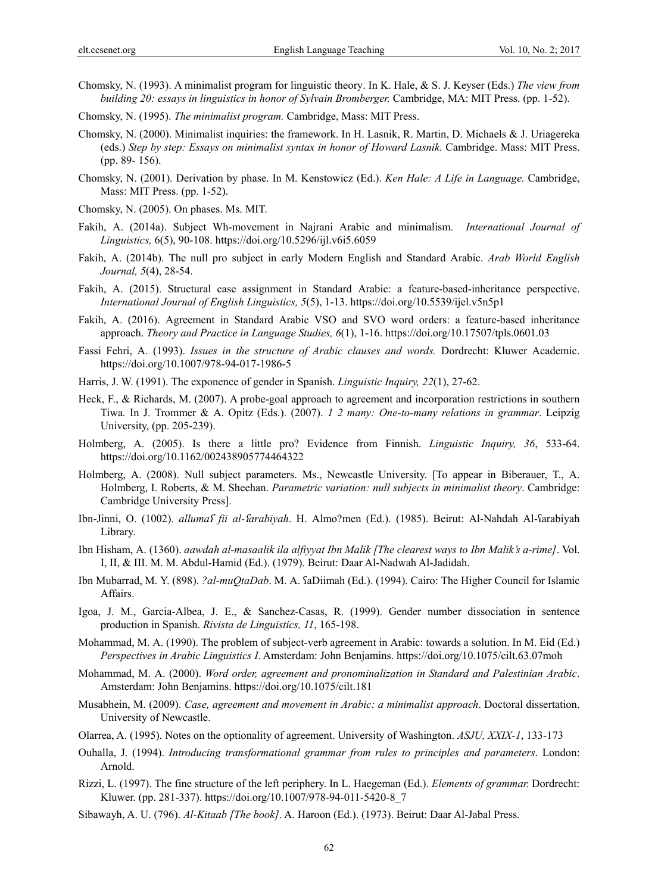Chomsky, N. (1993). A minimalist program for linguistic theory. In K. Hale, & S. J. Keyser (Eds.) *The view from building 20: essays in linguistics in honor of Sylvain Bromberger.* Cambridge, MA: MIT Press. (pp. 1-52).

Chomsky, N. (1995). *The minimalist program.* Cambridge, Mass: MIT Press.

Chomsky, N. (2000). Minimalist inquiries: the framework. In H. Lasnik, R. Martin, D. Michaels & J. Uriagereka (eds.) *Step by step: Essays on minimalist syntax in honor of Howard Lasnik.* Cambridge. Mass: MIT Press. (pp. 89- 156).

Chomsky, N. (2001). Derivation by phase. In M. Kenstowicz (Ed.). *Ken Hale: A Life in Language.* Cambridge, Mass: MIT Press. (pp. 1-52).

Chomsky, N. (2005). On phases. Ms. MIT.

Fakih, A. (2014a). Subject Wh-movement in Najrani Arabic and minimalism. *International Journal of Linguistics,* 6(5), 90-108. https://doi.org/10.5296/ijl.v6i5.6059

Fakih, A. (2014b). The null pro subject in early Modern English and Standard Arabic. *Arab World English Journal, 5*(4), 28-54.

Fakih, A. (2015). Structural case assignment in Standard Arabic: a feature-based-inheritance perspective. *International Journal of English Linguistics, 5*(5), 1-13. https://doi.org/10.5539/ijel.v5n5p1

Fakih, A. (2016). Agreement in Standard Arabic VSO and SVO word orders: a feature-based inheritance approach. *Theory and Practice in Language Studies, 6*(1), 1-16. https://doi.org/10.17507/tpls.0601.03

Fassi Fehri, A. (1993). *Issues in the structure of Arabic clauses and words.* Dordrecht: Kluwer Academic. https://doi.org/10.1007/978-94-017-1986-5

Harris, J. W. (1991). The exponence of gender in Spanish. *Linguistic Inquiry, 22*(1), 27-62.

Heck, F., & Richards, M. (2007). A probe-goal approach to agreement and incorporation restrictions in southern Tiwa. In J. Trommer & A. Opitz (Eds.). (2007). *1 2 many: One-to-many relations in grammar*. Leipzig University, (pp. 205-239).

Holmberg, A. (2005). Is there a little pro? Evidence from Finnish. *Linguistic Inquiry, 36*, 533-64. https://doi.org/10.1162/002438905774464322

Holmberg, A. (2008). Null subject parameters. Ms., Newcastle University. [To appear in Biberauer, T., A. Holmberg, I. Roberts, & M. Sheehan. *Parametric variation: null subjects in minimalist theory*. Cambridge: Cambridge University Press].

Ibn-Jinni, O. (1002). *allumaʕ fii al-ʕarabiyah*. H. Almo?men (Ed.). (1985). Beirut: Al-Nahdah Al-ʕarabiyah Library.

Ibn Hisham, A. (1360). *aawdah al-masaalik ila alfiyyat Ibn Malik [The clearest ways to Ibn Malik's a-rime]*. Vol. I, II, & III. M. M. Abdul-Hamid (Ed.). (1979). Beirut: Daar Al-Nadwah Al-Jadidah.

Ibn Mubarrad, M. Y. (898). *?al-muQtaDab*. M. A. ʕaDiimah (Ed.). (1994). Cairo: The Higher Council for Islamic Affairs.

Igoa, J. M., Garcia-Albea, J. E., & Sanchez-Casas, R. (1999). Gender number dissociation in sentence production in Spanish. *Rivista de Linguistics, 11*, 165-198.

Mohammad, M. A. (1990). The problem of subject-verb agreement in Arabic: towards a solution. In M. Eid (Ed.) *Perspectives in Arabic Linguistics I*. Amsterdam: John Benjamins. https://doi.org/10.1075/cilt.63.07moh

Mohammad, M. A. (2000). *Word order, agreement and pronominalization in Standard and Palestinian Arabic*. Amsterdam: John Benjamins. https://doi.org/10.1075/cilt.181

Musabhein, M. (2009). *Case, agreement and movement in Arabic: a minimalist approach*. Doctoral dissertation. University of Newcastle.

Olarrea, A. (1995). Notes on the optionality of agreement. University of Washington. *ASJU, XXIX-1*, 133-173

Ouhalla, J. (1994). *Introducing transformational grammar from rules to principles and parameters*. London: Arnold.

Rizzi, L. (1997). The fine structure of the left periphery. In L. Haegeman (Ed.). *Elements of grammar.* Dordrecht: Kluwer. (pp. 281-337). https://doi.org/10.1007/978-94-011-5420-8_7

Sibawayh, A. U. (796). *Al-Kitaab [The book]*. A. Haroon (Ed.). (1973). Beirut: Daar Al-Jabal Press.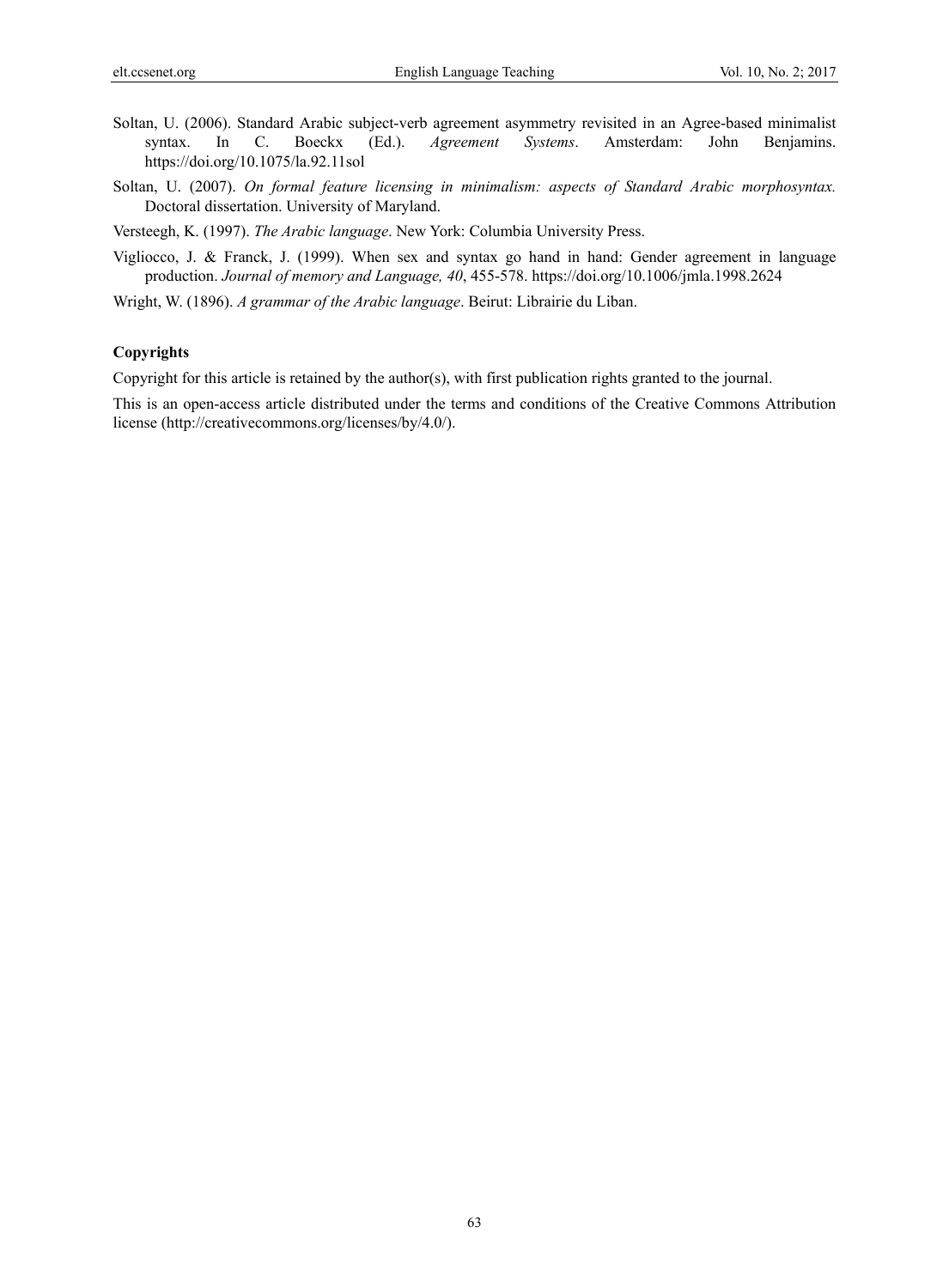Soltan, U. (2006). Standard Arabic subject-verb agreement asymmetry revisited in an Agree-based minimalist syntax. In C. Boeckx (Ed.). *Agreement Systems*. Amsterdam: John Benjamins. https://doi.org/10.1075/la.92.11sol

Soltan, U. (2007). *On formal feature licensing in minimalism: aspects of Standard Arabic morphosyntax.* Doctoral dissertation. University of Maryland.

Versteegh, K. (1997). *The Arabic language*. New York: Columbia University Press.

Vigliocco, J. & Franck, J. (1999). When sex and syntax go hand in hand: Gender agreement in language production. *Journal of memory and Language, 40*, 455-578. https://doi.org/10.1006/jmla.1998.2624

Wright, W. (1896). *A grammar of the Arabic language*. Beirut: Librairie du Liban.

**Copyrights**

Copyright for this article is retained by the author(s), with first publication rights granted to the journal.

This is an open-access article distributed under the terms and conditions of the Creative Commons Attribution license (http://creativecommons.org/licenses/by/4.0/).